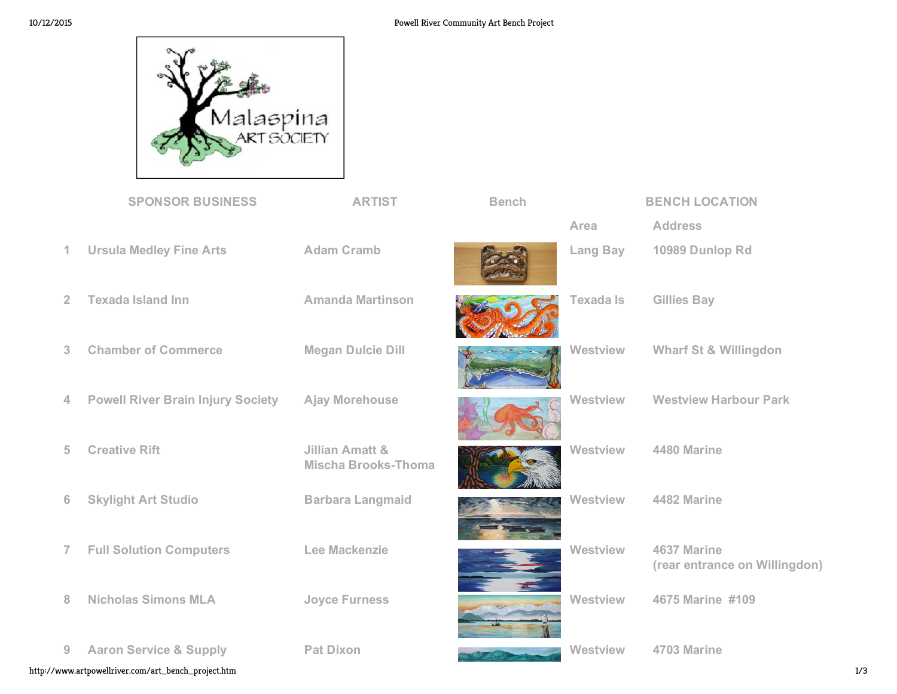| | SPONSOR BUSINESS | ARTIST | Bench | BENCH LOCATION | |
|---|---|---|---|---|---|
| | | | | Area | Address |
| 1 | Ursula Medley Fine Arts | Adam Cramb | | Lang Bay | 10989 Dunlop Rd |
| 2 | Texada Island Inn | Amanda Martinson | | Texada Is | Gillies Bay |
| 3 | Chamber of Commerce | Megan Dulcie Dill | | Westview | Wharf St & Willingdon |
| 4 | Powell River Brain Injury Society | Ajay Morehouse | | Westview | Westview Harbour Park |
| 5 | Creative Rift | Jillian Amatt & Mischa Brooks-Thoma | | Westview | 4480 Marine |
| 6 | Skylight Art Studio | Barbara Langmaid | | Westview | 4482 Marine |
| 7 | Full Solution Computers | Lee Mackenzie | | Westview | 4637 Marine (rear entrance on Willingdon) |
| 8 | Nicholas Simons MLA | Joyce Furness | | Westview | 4675 Marine #109 |
| 9 | Aaron Service & Supply | Pat Dixon | | Westview | 4703 Marine |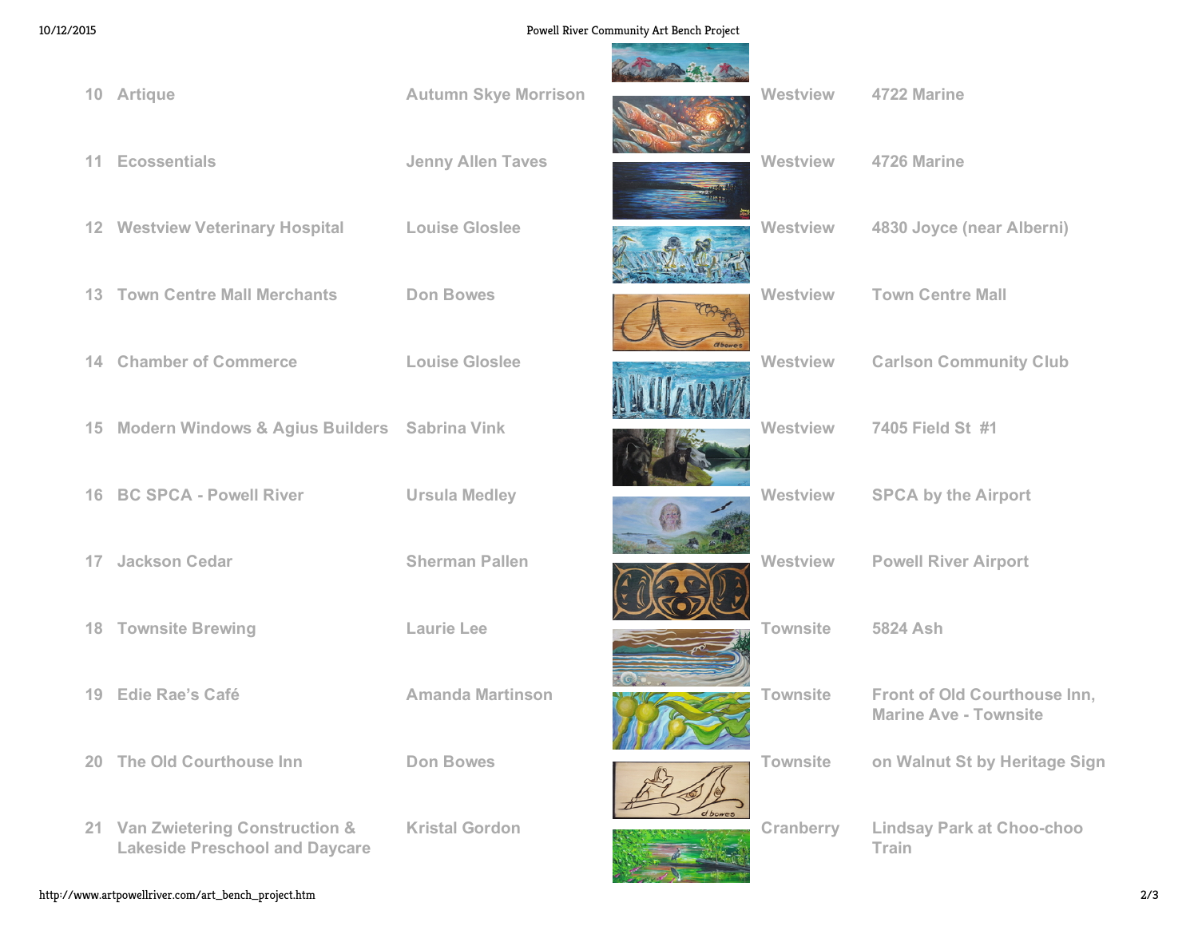| | | | | |
|---|---|---|---|---|
| 10 | Artique | Autumn Skye Morrison | Westview | 4722 Marine |
| 11 | Ecossentials | Jenny Allen Taves | Westview | 4726 Marine |
| 12 | Westview Veterinary Hospital | Louise Gloslee | Westview | 4830 Joyce (near Alberni) |
| 13 | Town Centre Mall Merchants | Don Bowes | Westview | Town Centre Mall |
| 14 | Chamber of Commerce | Louise Gloslee | Westview | Carlson Community Club |
| 15 | Modern Windows & Agius Builders | Sabrina Vink | Westview | 7405 Field St #1 |
| 16 | BC SPCA - Powell River | Ursula Medley | Westview | SPCA by the Airport |
| 17 | Jackson Cedar | Sherman Pallen | Westview | Powell River Airport |
| 18 | Townsite Brewing | Laurie Lee | Townsite | 5824 Ash |
| 19 | Edie Rae's Café | Amanda Martinson | Townsite | Front of Old Courthouse Inn, Marine Ave - Townsite |
| 20 | The Old Courthouse Inn | Don Bowes | Townsite | on Walnut St by Heritage Sign |
| 21 | Van Zwietering Construction & Lakeside Preschool and Daycare | Kristal Gordon | Cranberry | Lindsay Park at Choo-choo Train |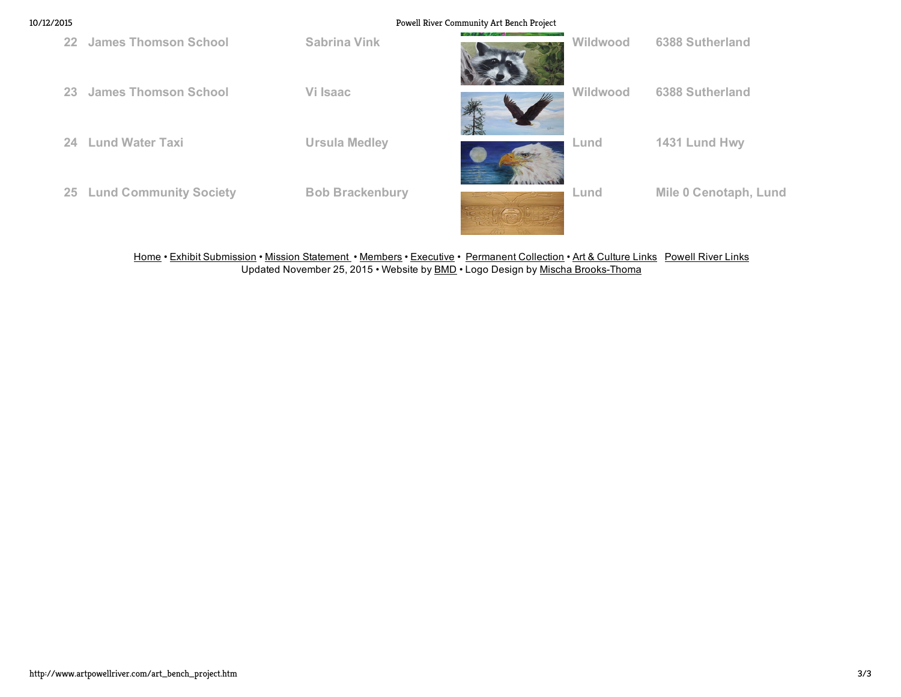| | | | | | |
|---|---|---|---|---|---|
| 22 | James Thomson School | Sabrina Vink | | Wildwood | 6388 Sutherland |
| 23 | James Thomson School | Vi Isaac | | Wildwood | 6388 Sutherland |
| 24 | Lund Water Taxi | Ursula Medley | | Lund | 1431 Lund Hwy |
| 25 | Lund Community Society | Bob Brackenbury | | Lund | Mile 0 Cenotaph, Lund |

Home • Exhibit Submission • Mission Statement • Members • Executive • Permanent Collection • Art & Culture Links Powell River Links
Updated November 25, 2015 • Website by BMD • Logo Design by Mischa Brooks-Thoma